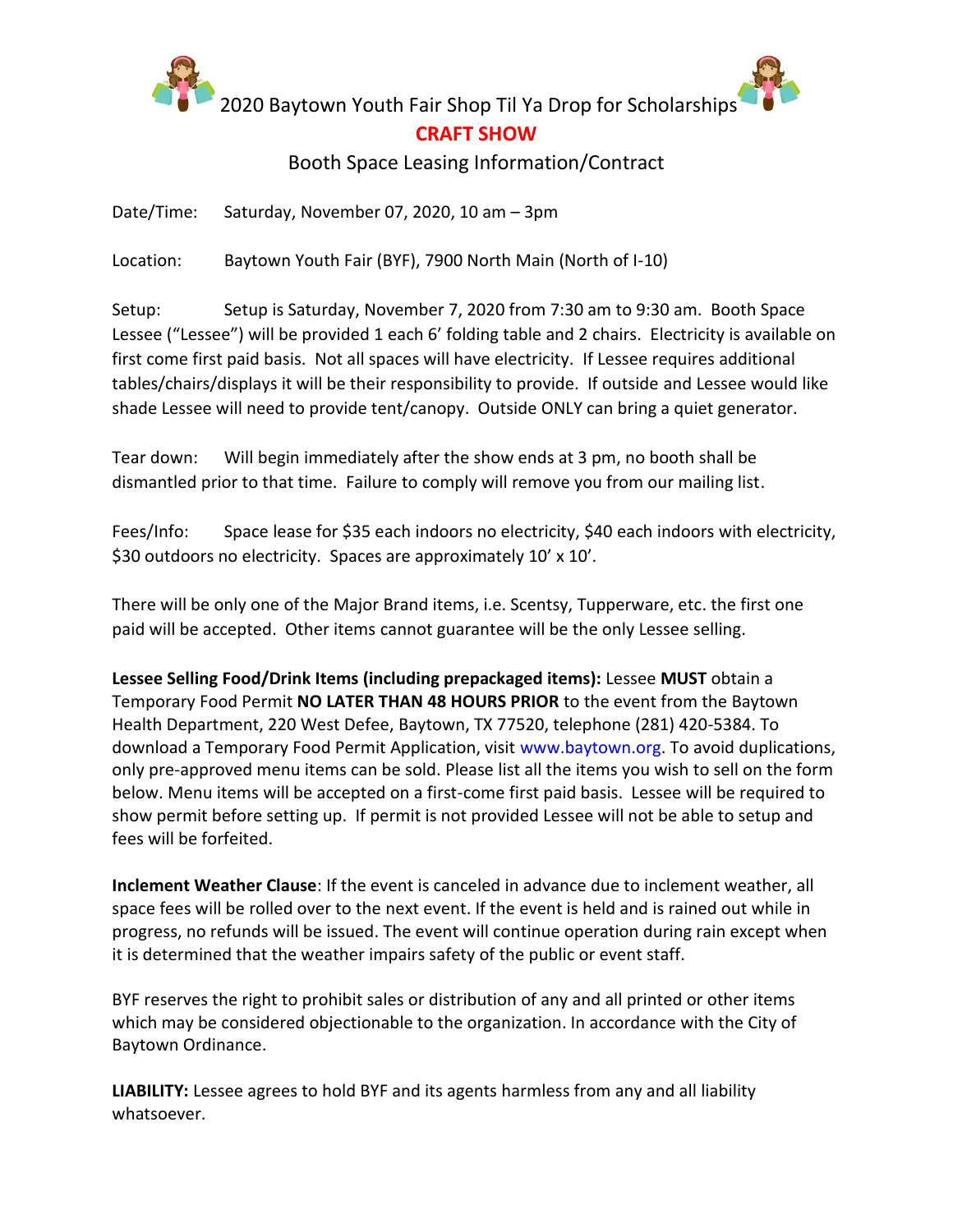# 2020 Baytown Youth Fair Shop Til Ya Drop for Scholarships

## CRAFT SHOW

### Booth Space Leasing Information/Contract

Date/Time: Saturday, November 07, 2020, 10 am – 3pm

Location: Baytown Youth Fair (BYF), 7900 North Main (North of I-10)

Setup: Setup is Saturday, November 7, 2020 from 7:30 am to 9:30 am. Booth Space Lessee ("Lessee") will be provided 1 each 6' folding table and 2 chairs. Electricity is available on first come first paid basis. Not all spaces will have electricity. If Lessee requires additional tables/chairs/displays it will be their responsibility to provide. If outside and Lessee would like shade Lessee will need to provide tent/canopy. Outside ONLY can bring a quiet generator.

Tear down: Will begin immediately after the show ends at 3 pm, no booth shall be dismantled prior to that time. Failure to comply will remove you from our mailing list.

Fees/Info: Space lease for $35 each indoors no electricity, $40 each indoors with electricity, $30 outdoors no electricity. Spaces are approximately 10' x 10'.

There will be only one of the Major Brand items, i.e. Scentsy, Tupperware, etc. the first one paid will be accepted. Other items cannot guarantee will be the only Lessee selling.

**Lessee Selling Food/Drink Items (including prepackaged items):** Lessee **MUST** obtain a Temporary Food Permit **NO LATER THAN 48 HOURS PRIOR** to the event from the Baytown Health Department, 220 West Defee, Baytown, TX 77520, telephone (281) 420-5384. To download a Temporary Food Permit Application, visit www.baytown.org. To avoid duplications, only pre-approved menu items can be sold. Please list all the items you wish to sell on the form below. Menu items will be accepted on a first-come first paid basis. Lessee will be required to show permit before setting up. If permit is not provided Lessee will not be able to setup and fees will be forfeited.

**Inclement Weather Clause**: If the event is canceled in advance due to inclement weather, all space fees will be rolled over to the next event. If the event is held and is rained out while in progress, no refunds will be issued. The event will continue operation during rain except when it is determined that the weather impairs safety of the public or event staff.

BYF reserves the right to prohibit sales or distribution of any and all printed or other items which may be considered objectionable to the organization. In accordance with the City of Baytown Ordinance.

**LIABILITY:** Lessee agrees to hold BYF and its agents harmless from any and all liability whatsoever.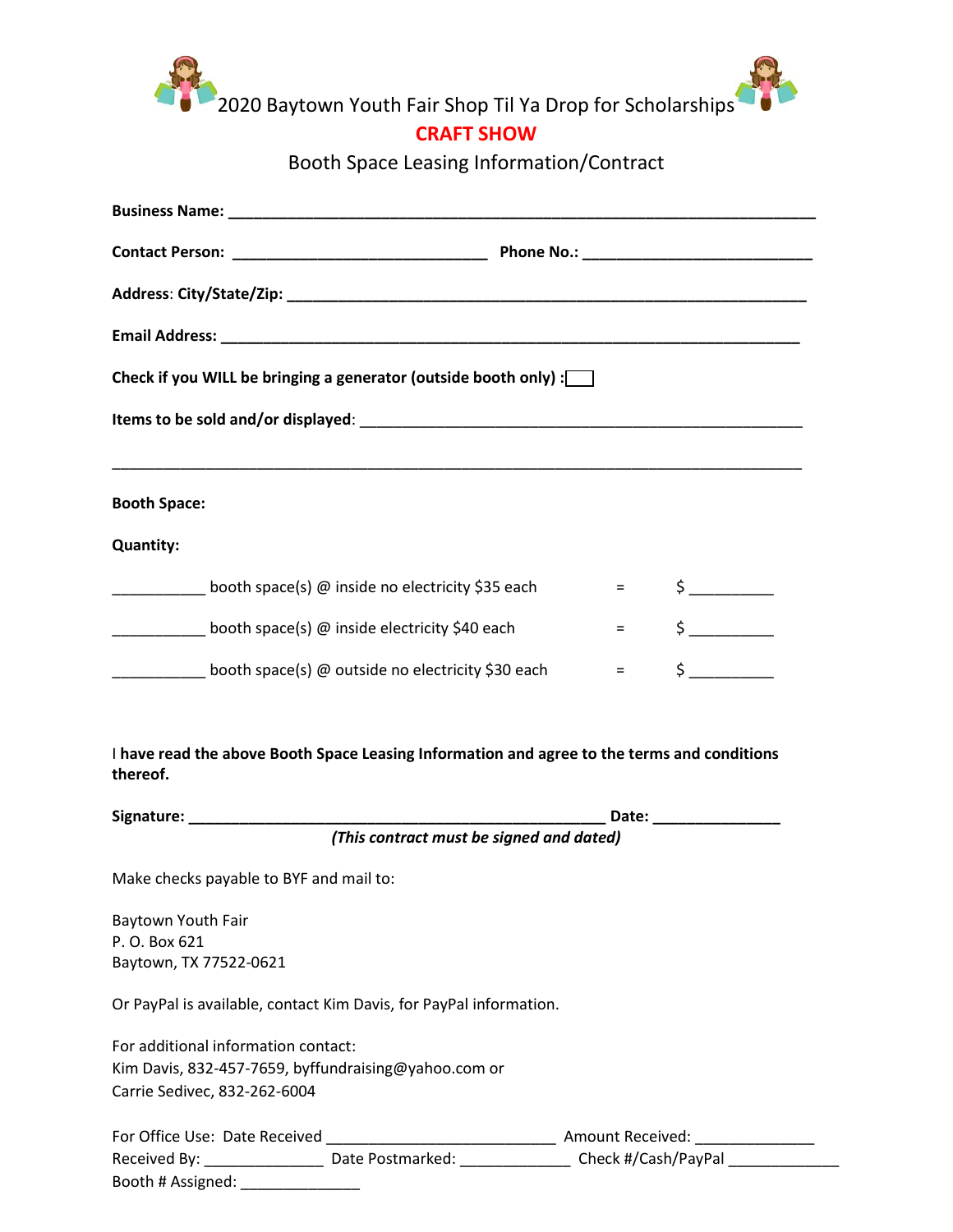# 2020 Baytown Youth Fair Shop Til Ya Drop for Scholarships

## CRAFT SHOW

### Booth Space Leasing Information/Contract

**Business Name:** ______________________________________________________________

**Contact Person:** ____________________________ **Phone No.:** _________________________

**Address: City/State/Zip:** _________________________________________________________

**Email Address:** ______________________________________________________________

**Check if you WILL be bringing a generator (outside booth only) :** ☐

**Items to be sold and/or displayed:** _________________________________________________

_____________________________________________________________________________

**Booth Space:**

**Quantity:**

__________ booth space(s) @ inside no electricity $35 each = $ __________

__________ booth space(s) @ inside electricity $40 each = $ __________

__________ booth space(s) @ outside no electricity $30 each = $ __________

I **have read the above Booth Space Leasing Information and agree to the terms and conditions thereof.**

**Signature:** ______________________________________________ **Date:** ______________

*(This contract must be signed and dated)*

Make checks payable to BYF and mail to:

Baytown Youth Fair
P. O. Box 621
Baytown, TX 77522-0621

Or PayPal is available, contact Kim Davis, for PayPal information.

For additional information contact:
Kim Davis, 832-457-7659, byffundraising@yahoo.com or
Carrie Sedivec, 832-262-6004

For Office Use: Date Received _________________________ Amount Received: _____________
Received By: _____________ Date Postmarked: ____________ Check #/Cash/PayPal ____________
Booth # Assigned: _____________